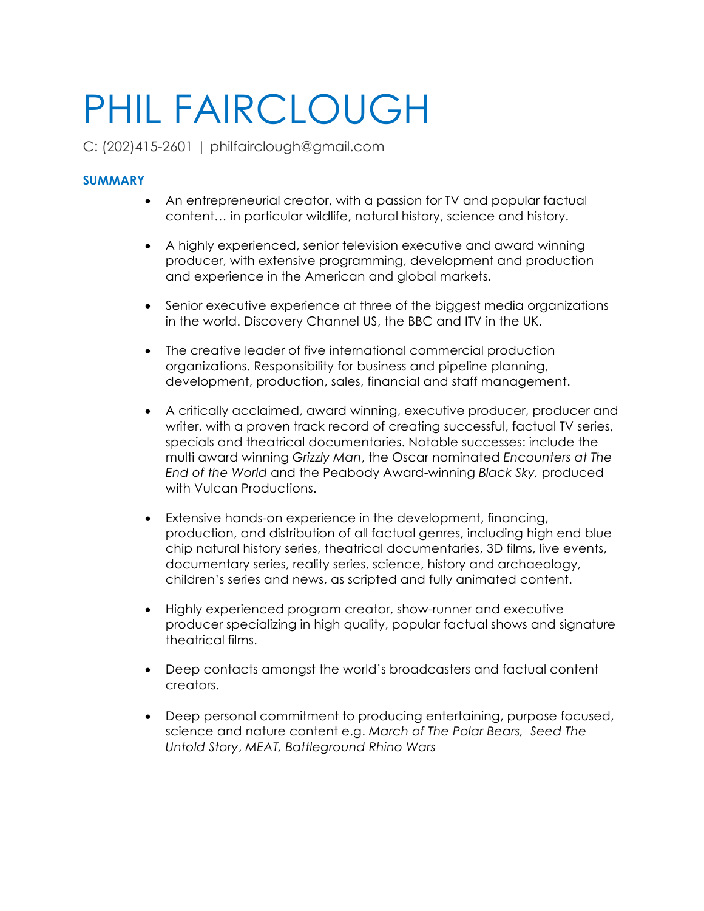# PHIL FAIRCLOUGH

C: (202)415-2601 | philfairclough@gmail.com

## SUMMARY

- An entrepreneurial creator, with a passion for TV and popular factual content… in particular wildlife, natural history, science and history.
- A highly experienced, senior television executive and award winning producer, with extensive programming, development and production and experience in the American and global markets.
- Senior executive experience at three of the biggest media organizations in the world. Discovery Channel US, the BBC and ITV in the UK.
- The creative leader of five international commercial production organizations. Responsibility for business and pipeline planning, development, production, sales, financial and staff management.
- A critically acclaimed, award winning, executive producer, producer and writer, with a proven track record of creating successful, factual TV series, specials and theatrical documentaries. Notable successes: include the multi award winning *Grizzly Man*, the Oscar nominated *Encounters at The End of the World* and the Peabody Award-winning *Black Sky,* produced with Vulcan Productions.
- Extensive hands-on experience in the development, financing, production, and distribution of all factual genres, including high end blue chip natural history series, theatrical documentaries, 3D films, live events, documentary series, reality series, science, history and archaeology, children's series and news, as scripted and fully animated content.
- Highly experienced program creator, show-runner and executive producer specializing in high quality, popular factual shows and signature theatrical films.
- Deep contacts amongst the world's broadcasters and factual content creators.
- Deep personal commitment to producing entertaining, purpose focused, science and nature content e.g. *March of The Polar Bears, Seed The Untold Story*, *MEAT, Battleground Rhino Wars*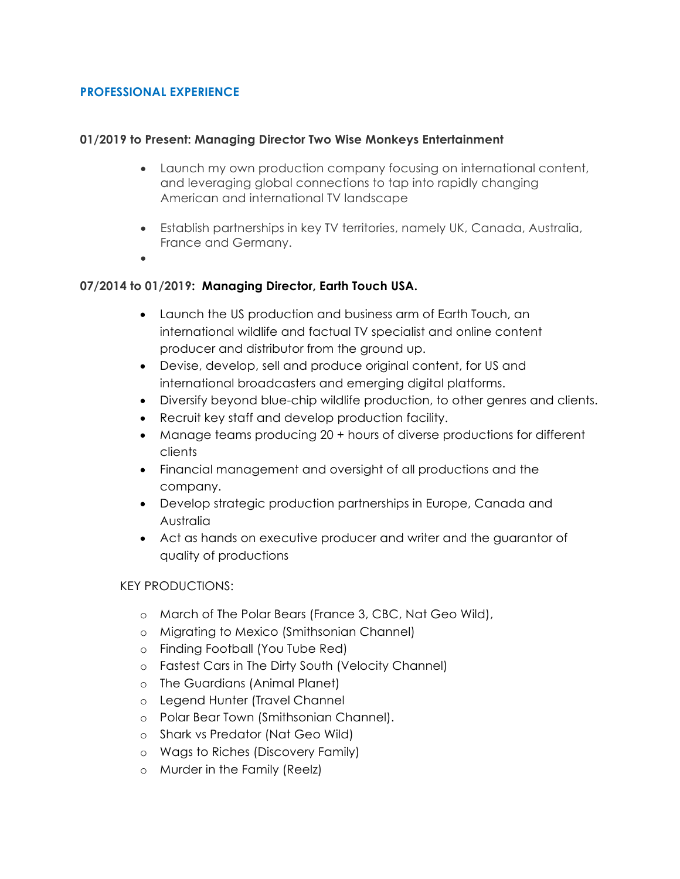## PROFESSIONAL EXPERIENCE

**01/2019 to Present: Managing Director Two Wise Monkeys Entertainment**

- Launch my own production company focusing on international content, and leveraging global connections to tap into rapidly changing American and international TV landscape
- Establish partnerships in key TV territories, namely UK, Canada, Australia, France and Germany.

**07/2014 to 01/2019: Managing Director, Earth Touch USA.**

- Launch the US production and business arm of Earth Touch, an international wildlife and factual TV specialist and online content producer and distributor from the ground up.
- Devise, develop, sell and produce original content, for US and international broadcasters and emerging digital platforms.
- Diversify beyond blue-chip wildlife production, to other genres and clients.
- Recruit key staff and develop production facility.
- Manage teams producing 20 + hours of diverse productions for different clients
- Financial management and oversight of all productions and the company.
- Develop strategic production partnerships in Europe, Canada and Australia
- Act as hands on executive producer and writer and the guarantor of quality of productions

KEY PRODUCTIONS:

- March of The Polar Bears (France 3, CBC, Nat Geo Wild),
- Migrating to Mexico (Smithsonian Channel)
- Finding Football (You Tube Red)
- Fastest Cars in The Dirty South (Velocity Channel)
- The Guardians (Animal Planet)
- Legend Hunter (Travel Channel
- Polar Bear Town (Smithsonian Channel).
- Shark vs Predator (Nat Geo Wild)
- Wags to Riches (Discovery Family)
- Murder in the Family (Reelz)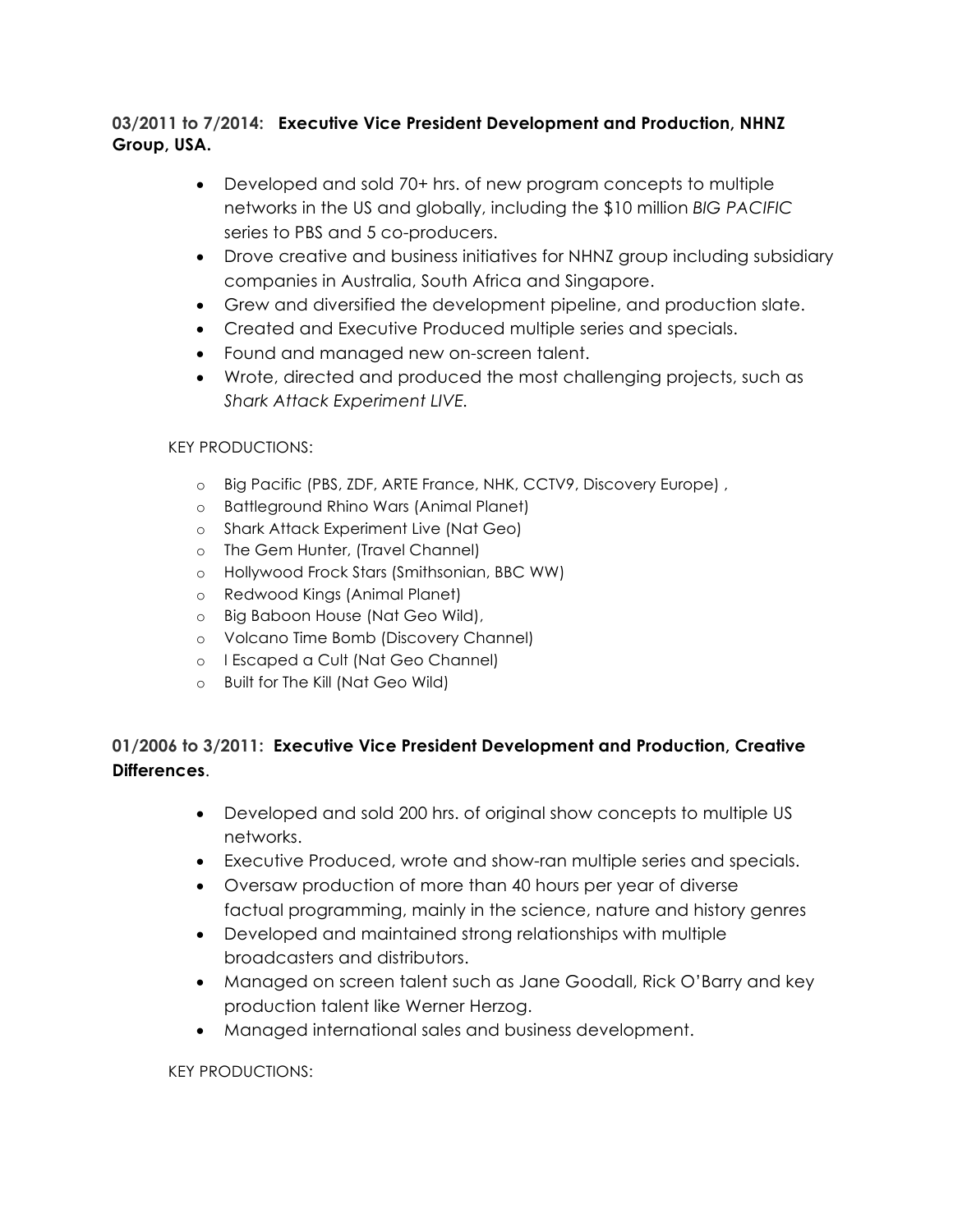**03/2011 to 7/2014: Executive Vice President Development and Production, NHNZ Group, USA.**

- Developed and sold 70+ hrs. of new program concepts to multiple networks in the US and globally, including the $10 million *BIG PACIFIC* series to PBS and 5 co-producers.
- Drove creative and business initiatives for NHNZ group including subsidiary companies in Australia, South Africa and Singapore.
- Grew and diversified the development pipeline, and production slate.
- Created and Executive Produced multiple series and specials.
- Found and managed new on-screen talent.
- Wrote, directed and produced the most challenging projects, such as *Shark Attack Experiment LIVE.*

KEY PRODUCTIONS:

- Big Pacific (PBS, ZDF, ARTE France, NHK, CCTV9, Discovery Europe) ,
- Battleground Rhino Wars (Animal Planet)
- Shark Attack Experiment Live (Nat Geo)
- The Gem Hunter, (Travel Channel)
- Hollywood Frock Stars (Smithsonian, BBC WW)
- Redwood Kings (Animal Planet)
- Big Baboon House (Nat Geo Wild),
- Volcano Time Bomb (Discovery Channel)
- I Escaped a Cult (Nat Geo Channel)
- Built for The Kill (Nat Geo Wild)

**01/2006 to 3/2011: Executive Vice President Development and Production, Creative Differences**.

- Developed and sold 200 hrs. of original show concepts to multiple US networks.
- Executive Produced, wrote and show-ran multiple series and specials.
- Oversaw production of more than 40 hours per year of diverse factual programming, mainly in the science, nature and history genres
- Developed and maintained strong relationships with multiple broadcasters and distributors.
- Managed on screen talent such as Jane Goodall, Rick O'Barry and key production talent like Werner Herzog.
- Managed international sales and business development.

KEY PRODUCTIONS: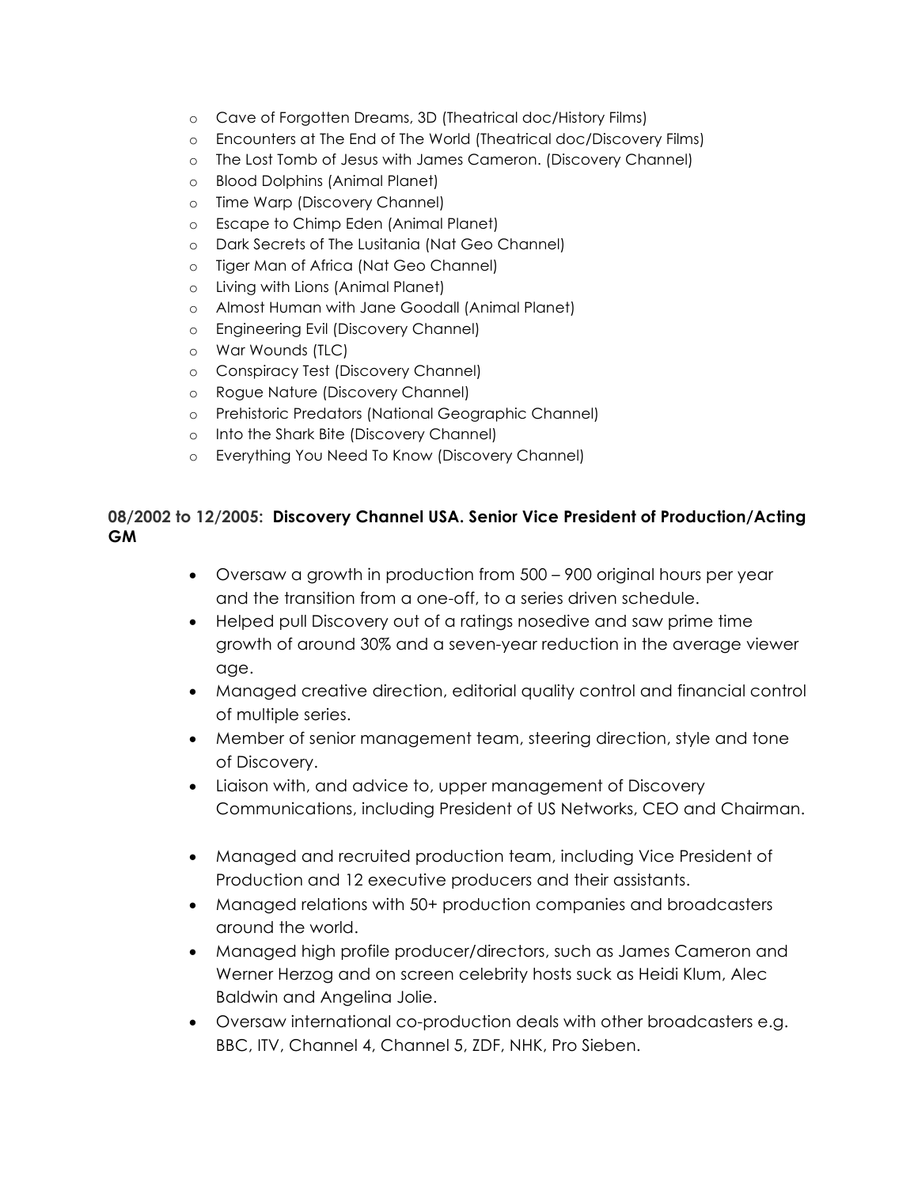- Cave of Forgotten Dreams, 3D (Theatrical doc/History Films)
- Encounters at The End of The World (Theatrical doc/Discovery Films)
- The Lost Tomb of Jesus with James Cameron. (Discovery Channel)
- Blood Dolphins (Animal Planet)
- Time Warp (Discovery Channel)
- Escape to Chimp Eden (Animal Planet)
- Dark Secrets of The Lusitania (Nat Geo Channel)
- Tiger Man of Africa (Nat Geo Channel)
- Living with Lions (Animal Planet)
- Almost Human with Jane Goodall (Animal Planet)
- Engineering Evil (Discovery Channel)
- War Wounds (TLC)
- Conspiracy Test (Discovery Channel)
- Rogue Nature (Discovery Channel)
- Prehistoric Predators (National Geographic Channel)
- Into the Shark Bite (Discovery Channel)
- Everything You Need To Know (Discovery Channel)

**08/2002 to 12/2005: Discovery Channel USA. Senior Vice President of Production/Acting GM**

- Oversaw a growth in production from 500 – 900 original hours per year and the transition from a one-off, to a series driven schedule.
- Helped pull Discovery out of a ratings nosedive and saw prime time growth of around 30% and a seven-year reduction in the average viewer age.
- Managed creative direction, editorial quality control and financial control of multiple series.
- Member of senior management team, steering direction, style and tone of Discovery.
- Liaison with, and advice to, upper management of Discovery Communications, including President of US Networks, CEO and Chairman.
- Managed and recruited production team, including Vice President of Production and 12 executive producers and their assistants.
- Managed relations with 50+ production companies and broadcasters around the world.
- Managed high profile producer/directors, such as James Cameron and Werner Herzog and on screen celebrity hosts suck as Heidi Klum, Alec Baldwin and Angelina Jolie.
- Oversaw international co-production deals with other broadcasters e.g. BBC, ITV, Channel 4, Channel 5, ZDF, NHK, Pro Sieben.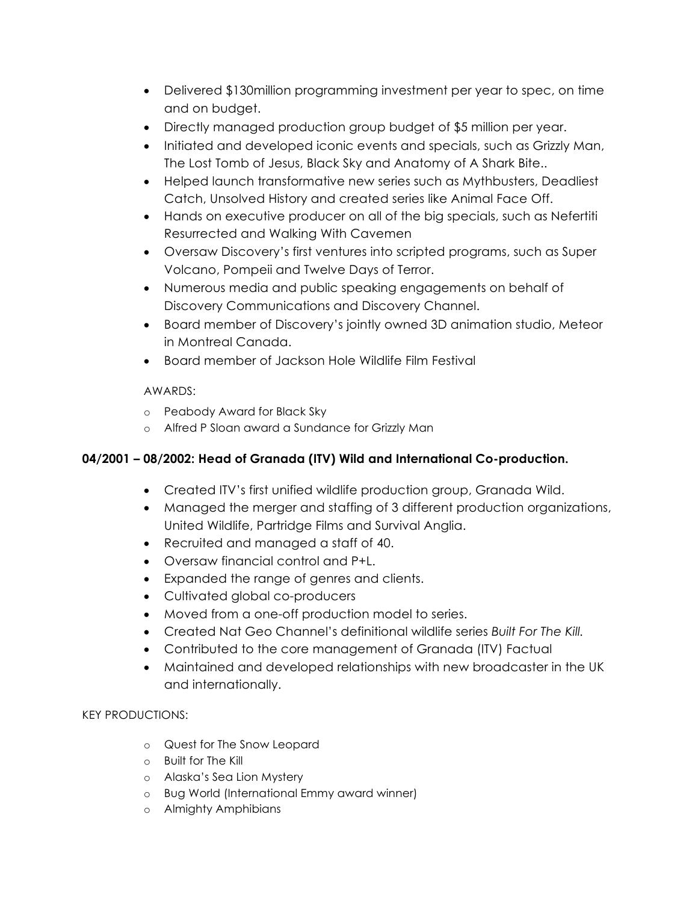- Delivered $130million programming investment per year to spec, on time and on budget.
- Directly managed production group budget of $5 million per year.
- Initiated and developed iconic events and specials, such as Grizzly Man, The Lost Tomb of Jesus, Black Sky and Anatomy of A Shark Bite..
- Helped launch transformative new series such as Mythbusters, Deadliest Catch, Unsolved History and created series like Animal Face Off.
- Hands on executive producer on all of the big specials, such as Nefertiti Resurrected and Walking With Cavemen
- Oversaw Discovery's first ventures into scripted programs, such as Super Volcano, Pompeii and Twelve Days of Terror.
- Numerous media and public speaking engagements on behalf of Discovery Communications and Discovery Channel.
- Board member of Discovery's jointly owned 3D animation studio, Meteor in Montreal Canada.
- Board member of Jackson Hole Wildlife Film Festival

AWARDS:

- Peabody Award for Black Sky
- Alfred P Sloan award a Sundance for Grizzly Man

**04/2001 – 08/2002: Head of Granada (ITV) Wild and International Co-production.**

- Created ITV's first unified wildlife production group, Granada Wild.
- Managed the merger and staffing of 3 different production organizations, United Wildlife, Partridge Films and Survival Anglia.
- Recruited and managed a staff of 40.
- Oversaw financial control and P+L.
- Expanded the range of genres and clients.
- Cultivated global co-producers
- Moved from a one-off production model to series.
- Created Nat Geo Channel's definitional wildlife series *Built For The Kill.*
- Contributed to the core management of Granada (ITV) Factual
- Maintained and developed relationships with new broadcaster in the UK and internationally.

KEY PRODUCTIONS:

- Quest for The Snow Leopard
- Built for The Kill
- Alaska's Sea Lion Mystery
- Bug World (International Emmy award winner)
- Almighty Amphibians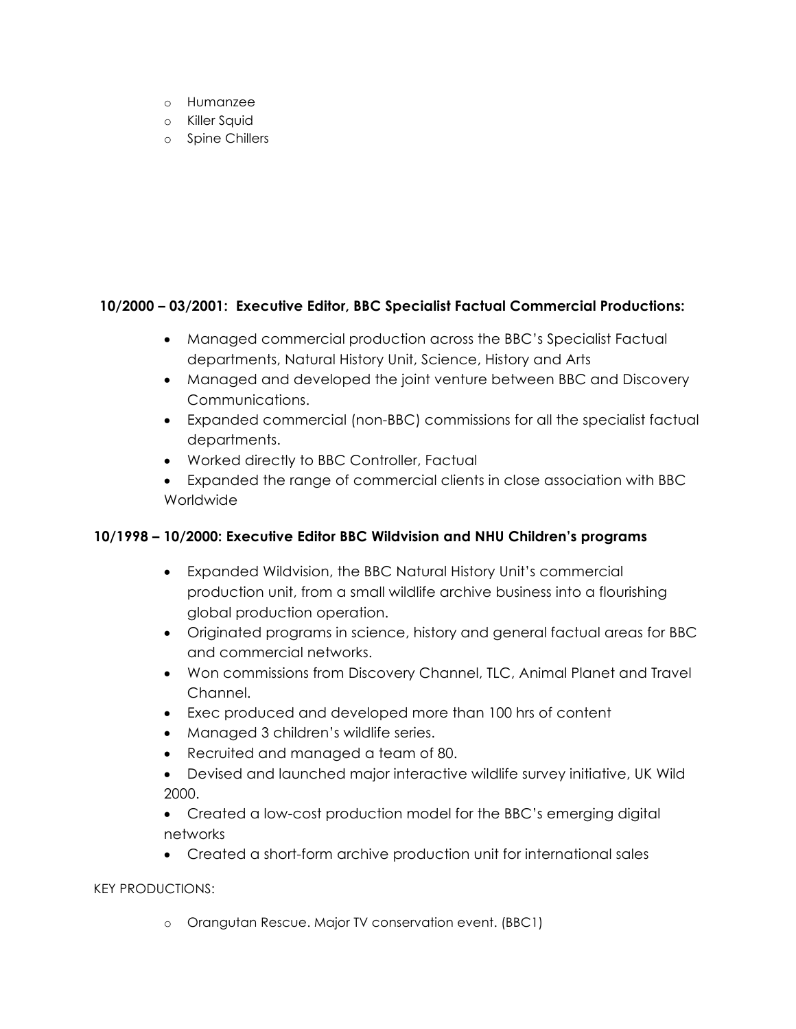- Humanzee
- Killer Squid
- Spine Chillers

**10/2000 – 03/2001: Executive Editor, BBC Specialist Factual Commercial Productions:**

- Managed commercial production across the BBC's Specialist Factual departments, Natural History Unit, Science, History and Arts
- Managed and developed the joint venture between BBC and Discovery Communications.
- Expanded commercial (non-BBC) commissions for all the specialist factual departments.
- Worked directly to BBC Controller, Factual
- Expanded the range of commercial clients in close association with BBC Worldwide

**10/1998 – 10/2000: Executive Editor BBC Wildvision and NHU Children's programs**

- Expanded Wildvision, the BBC Natural History Unit's commercial production unit, from a small wildlife archive business into a flourishing global production operation.
- Originated programs in science, history and general factual areas for BBC and commercial networks.
- Won commissions from Discovery Channel, TLC, Animal Planet and Travel Channel.
- Exec produced and developed more than 100 hrs of content
- Managed 3 children's wildlife series.
- Recruited and managed a team of 80.
- Devised and launched major interactive wildlife survey initiative, UK Wild 2000.
- Created a low-cost production model for the BBC's emerging digital networks
- Created a short-form archive production unit for international sales

KEY PRODUCTIONS:

- Orangutan Rescue. Major TV conservation event. (BBC1)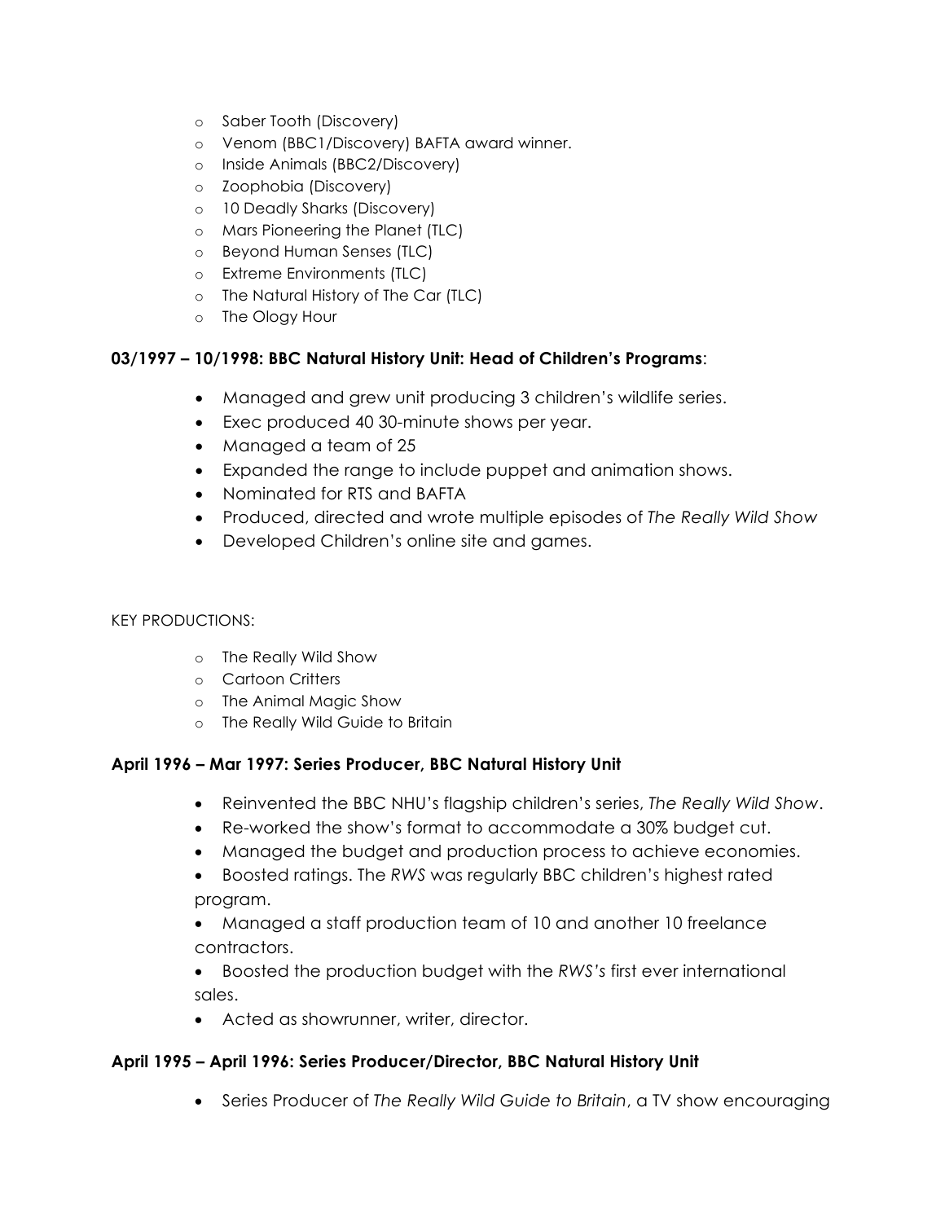- Saber Tooth (Discovery)
- Venom (BBC1/Discovery) BAFTA award winner.
- Inside Animals (BBC2/Discovery)
- Zoophobia (Discovery)
- 10 Deadly Sharks (Discovery)
- Mars Pioneering the Planet (TLC)
- Beyond Human Senses (TLC)
- Extreme Environments (TLC)
- The Natural History of The Car (TLC)
- The Ology Hour

**03/1997 – 10/1998: BBC Natural History Unit: Head of Children's Programs**:

- Managed and grew unit producing 3 children's wildlife series.
- Exec produced 40 30-minute shows per year.
- Managed a team of 25
- Expanded the range to include puppet and animation shows.
- Nominated for RTS and BAFTA
- Produced, directed and wrote multiple episodes of *The Really Wild Show*
- Developed Children's online site and games.

KEY PRODUCTIONS:

- The Really Wild Show
- Cartoon Critters
- The Animal Magic Show
- The Really Wild Guide to Britain

**April 1996 – Mar 1997: Series Producer, BBC Natural History Unit**

- Reinvented the BBC NHU's flagship children's series, *The Really Wild Show*.
- Re-worked the show's format to accommodate a 30% budget cut.
- Managed the budget and production process to achieve economies.
- Boosted ratings. The *RWS* was regularly BBC children's highest rated program.
- Managed a staff production team of 10 and another 10 freelance contractors.
- Boosted the production budget with the *RWS's* first ever international sales.
- Acted as showrunner, writer, director.

**April 1995 – April 1996: Series Producer/Director, BBC Natural History Unit**

- Series Producer of *The Really Wild Guide to Britain*, a TV show encouraging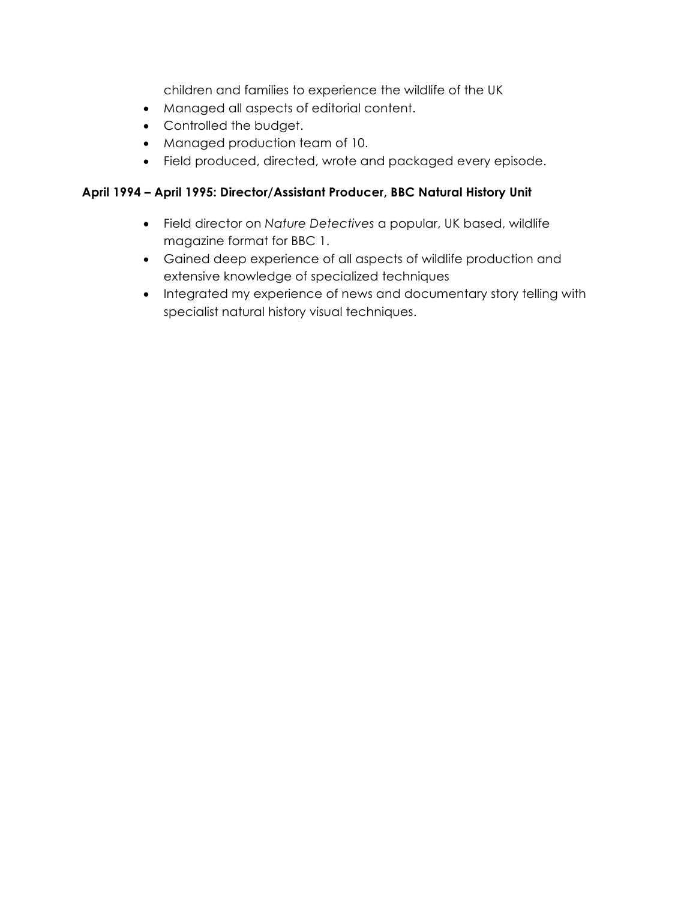children and families to experience the wildlife of the UK

- Managed all aspects of editorial content.
- Controlled the budget.
- Managed production team of 10.
- Field produced, directed, wrote and packaged every episode.

**April 1994 – April 1995: Director/Assistant Producer, BBC Natural History Unit**

- Field director on *Nature Detectives* a popular, UK based, wildlife magazine format for BBC 1.
- Gained deep experience of all aspects of wildlife production and extensive knowledge of specialized techniques
- Integrated my experience of news and documentary story telling with specialist natural history visual techniques.